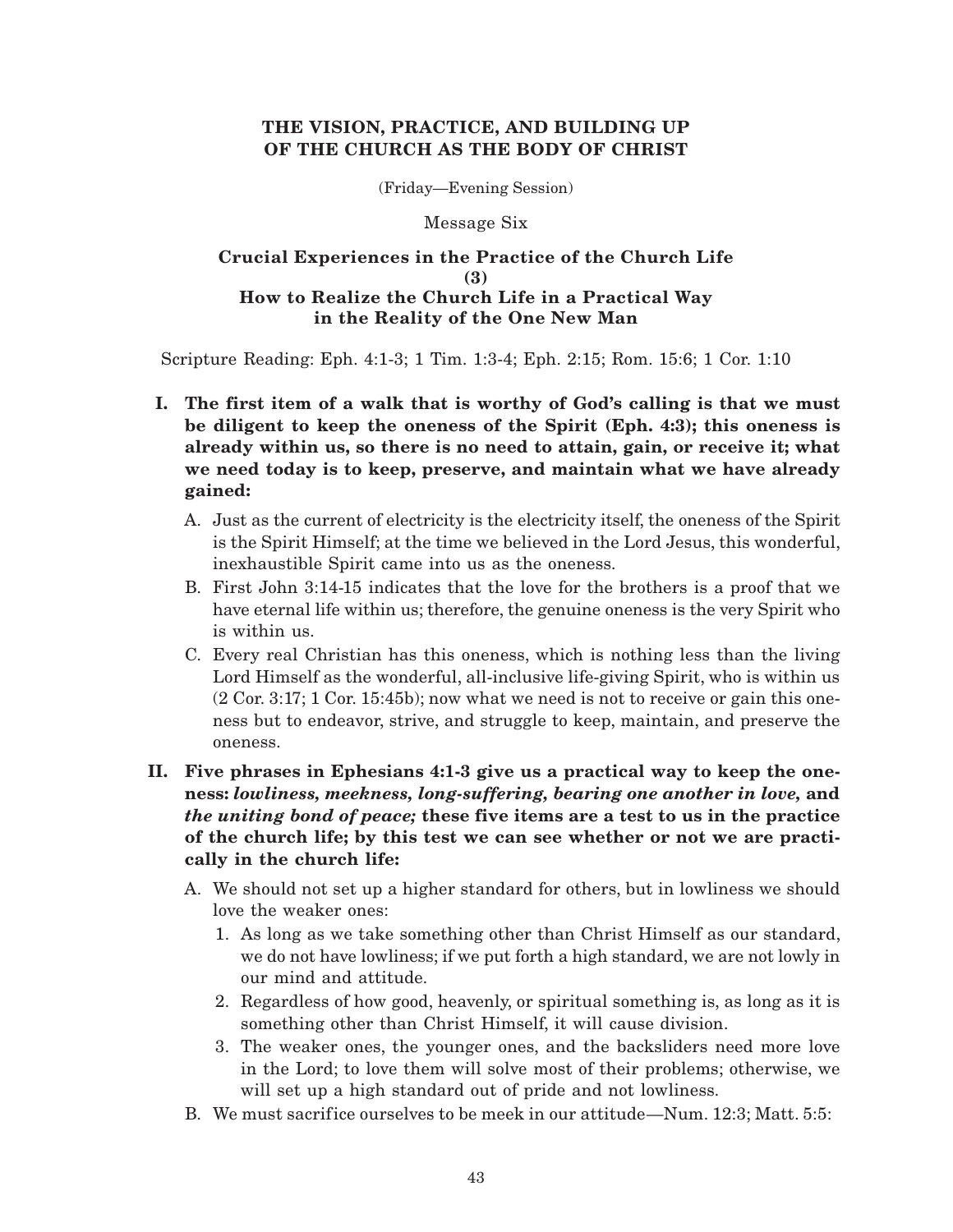# THE VISION, PRACTICE, AND BUILDING UP OF THE CHURCH AS THE BODY OF CHRIST

(Friday—Evening Session)

Message Six

## Crucial Experiences in the Practice of the Church Life (3) How to Realize the Church Life in a Practical Way in the Reality of the One New Man

Scripture Reading: Eph. 4:1-3; 1 Tim. 1:3-4; Eph. 2:15; Rom. 15:6; 1 Cor. 1:10

**I. The first item of a walk that is worthy of God's calling is that we must be diligent to keep the oneness of the Spirit (Eph. 4:3); this oneness is already within us, so there is no need to attain, gain, or receive it; what we need today is to keep, preserve, and maintain what we have already gained:**

A. Just as the current of electricity is the electricity itself, the oneness of the Spirit is the Spirit Himself; at the time we believed in the Lord Jesus, this wonderful, inexhaustible Spirit came into us as the oneness.

B. First John 3:14-15 indicates that the love for the brothers is a proof that we have eternal life within us; therefore, the genuine oneness is the very Spirit who is within us.

C. Every real Christian has this oneness, which is nothing less than the living Lord Himself as the wonderful, all-inclusive life-giving Spirit, who is within us (2 Cor. 3:17; 1 Cor. 15:45b); now what we need is not to receive or gain this oneness but to endeavor, strive, and struggle to keep, maintain, and preserve the oneness.

**II. Five phrases in Ephesians 4:1-3 give us a practical way to keep the oneness: *lowliness, meekness, long-suffering, bearing one another in love,* and *the uniting bond of peace;* these five items are a test to us in the practice of the church life; by this test we can see whether or not we are practically in the church life:**

A. We should not set up a higher standard for others, but in lowliness we should love the weaker ones:

1. As long as we take something other than Christ Himself as our standard, we do not have lowliness; if we put forth a high standard, we are not lowly in our mind and attitude.
2. Regardless of how good, heavenly, or spiritual something is, as long as it is something other than Christ Himself, it will cause division.
3. The weaker ones, the younger ones, and the backsliders need more love in the Lord; to love them will solve most of their problems; otherwise, we will set up a high standard out of pride and not lowliness.

B. We must sacrifice ourselves to be meek in our attitude—Num. 12:3; Matt. 5:5: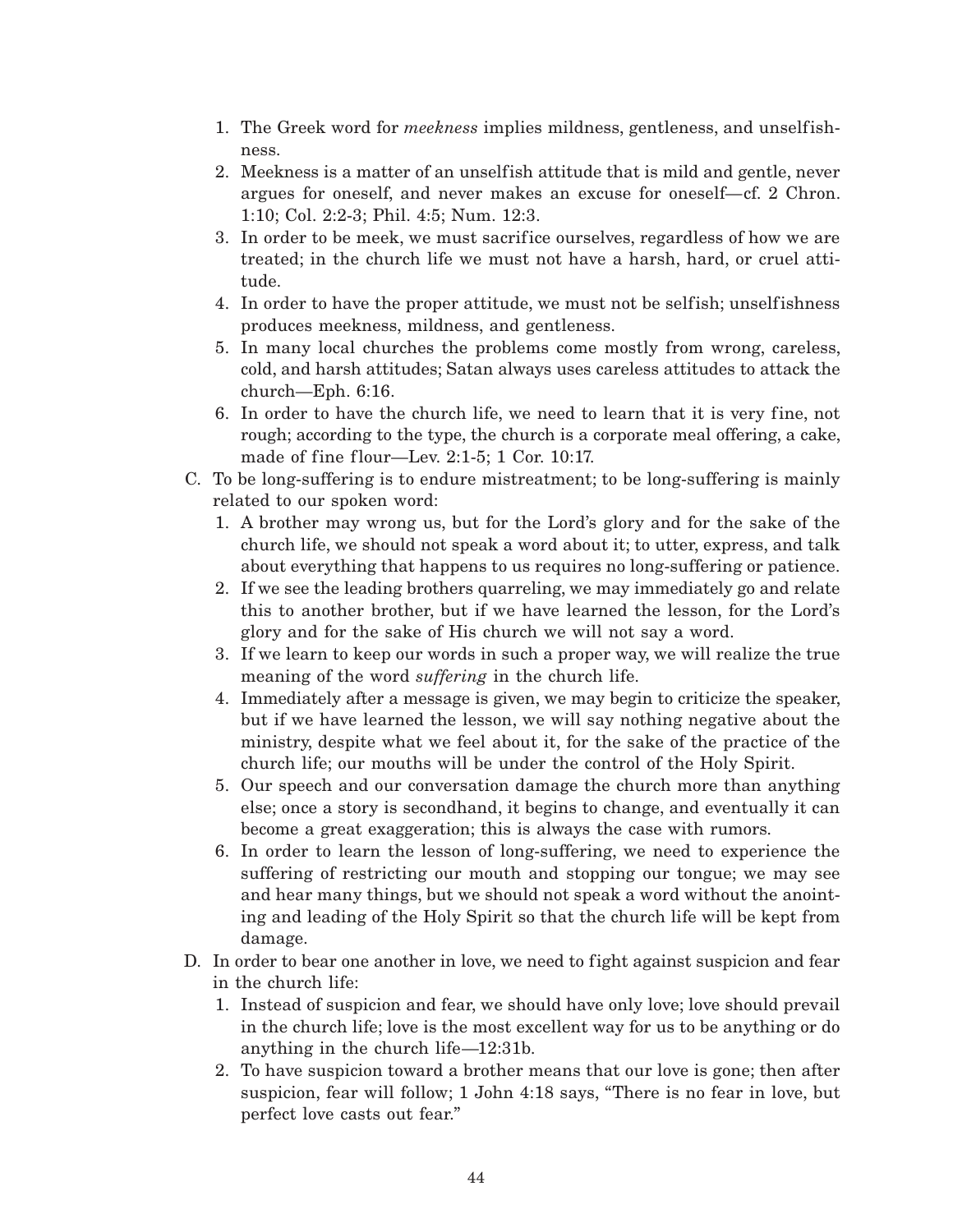1. The Greek word for *meekness* implies mildness, gentleness, and unselfishness.
2. Meekness is a matter of an unselfish attitude that is mild and gentle, never argues for oneself, and never makes an excuse for oneself—cf. 2 Chron. 1:10; Col. 2:2-3; Phil. 4:5; Num. 12:3.
3. In order to be meek, we must sacrifice ourselves, regardless of how we are treated; in the church life we must not have a harsh, hard, or cruel attitude.
4. In order to have the proper attitude, we must not be selfish; unselfishness produces meekness, mildness, and gentleness.
5. In many local churches the problems come mostly from wrong, careless, cold, and harsh attitudes; Satan always uses careless attitudes to attack the church—Eph. 6:16.
6. In order to have the church life, we need to learn that it is very fine, not rough; according to the type, the church is a corporate meal offering, a cake, made of fine flour—Lev. 2:1-5; 1 Cor. 10:17.

C. To be long-suffering is to endure mistreatment; to be long-suffering is mainly related to our spoken word:

1. A brother may wrong us, but for the Lord's glory and for the sake of the church life, we should not speak a word about it; to utter, express, and talk about everything that happens to us requires no long-suffering or patience.
2. If we see the leading brothers quarreling, we may immediately go and relate this to another brother, but if we have learned the lesson, for the Lord's glory and for the sake of His church we will not say a word.
3. If we learn to keep our words in such a proper way, we will realize the true meaning of the word *suffering* in the church life.
4. Immediately after a message is given, we may begin to criticize the speaker, but if we have learned the lesson, we will say nothing negative about the ministry, despite what we feel about it, for the sake of the practice of the church life; our mouths will be under the control of the Holy Spirit.
5. Our speech and our conversation damage the church more than anything else; once a story is secondhand, it begins to change, and eventually it can become a great exaggeration; this is always the case with rumors.
6. In order to learn the lesson of long-suffering, we need to experience the suffering of restricting our mouth and stopping our tongue; we may see and hear many things, but we should not speak a word without the anointing and leading of the Holy Spirit so that the church life will be kept from damage.

D. In order to bear one another in love, we need to fight against suspicion and fear in the church life:

1. Instead of suspicion and fear, we should have only love; love should prevail in the church life; love is the most excellent way for us to be anything or do anything in the church life—12:31b.
2. To have suspicion toward a brother means that our love is gone; then after suspicion, fear will follow; 1 John 4:18 says, "There is no fear in love, but perfect love casts out fear."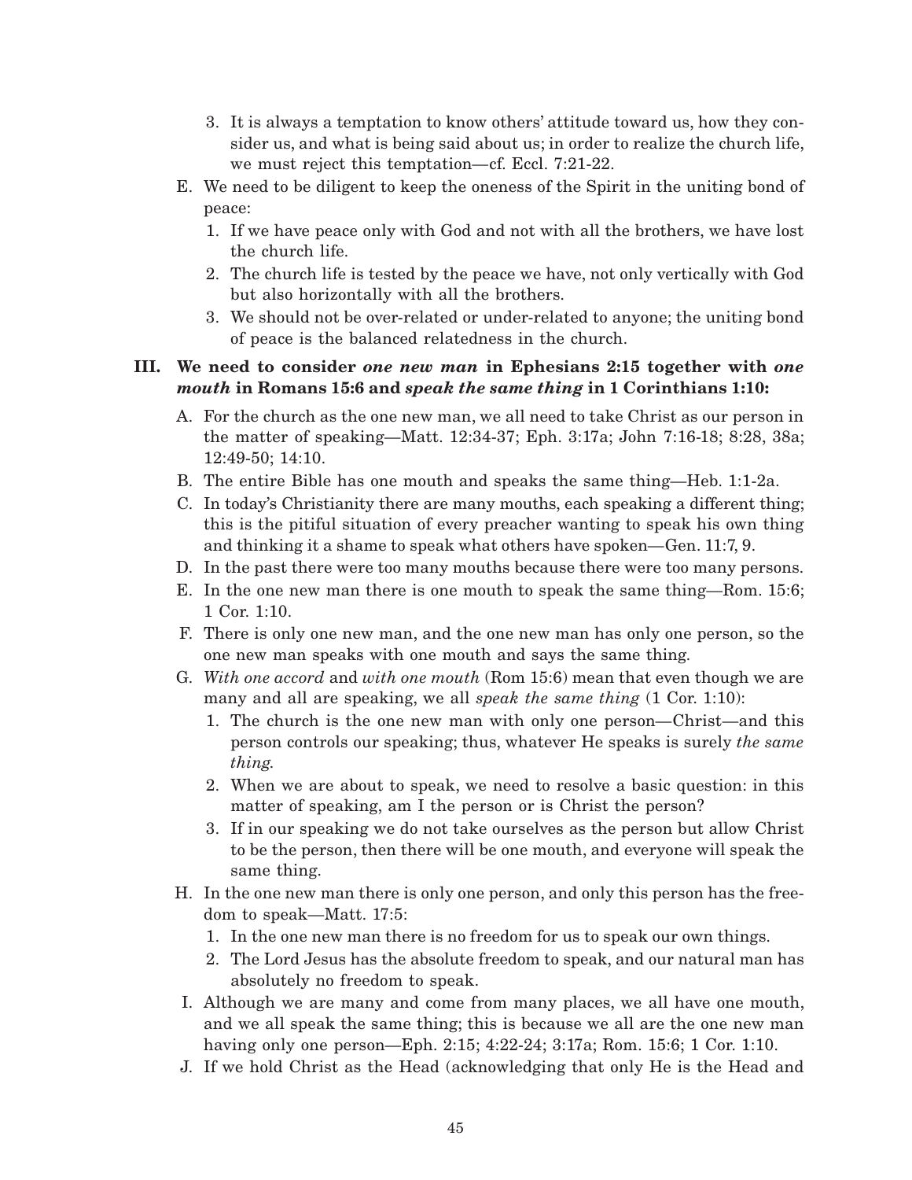3. It is always a temptation to know others' attitude toward us, how they consider us, and what is being said about us; in order to realize the church life, we must reject this temptation—cf. Eccl. 7:21-22.

E. We need to be diligent to keep the oneness of the Spirit in the uniting bond of peace:
   1. If we have peace only with God and not with all the brothers, we have lost the church life.
   2. The church life is tested by the peace we have, not only vertically with God but also horizontally with all the brothers.
   3. We should not be over-related or under-related to anyone; the uniting bond of peace is the balanced relatedness in the church.

### III. We need to consider *one new man* in Ephesians 2:15 together with *one mouth* in Romans 15:6 and *speak the same thing* in 1 Corinthians 1:10:

A. For the church as the one new man, we all need to take Christ as our person in the matter of speaking—Matt. 12:34-37; Eph. 3:17a; John 7:16-18; 8:28, 38a; 12:49-50; 14:10.

B. The entire Bible has one mouth and speaks the same thing—Heb. 1:1-2a.

C. In today's Christianity there are many mouths, each speaking a different thing; this is the pitiful situation of every preacher wanting to speak his own thing and thinking it a shame to speak what others have spoken—Gen. 11:7, 9.

D. In the past there were too many mouths because there were too many persons.

E. In the one new man there is one mouth to speak the same thing—Rom. 15:6; 1 Cor. 1:10.

F. There is only one new man, and the one new man has only one person, so the one new man speaks with one mouth and says the same thing.

G. *With one accord* and *with one mouth* (Rom 15:6) mean that even though we are many and all are speaking, we all *speak the same thing* (1 Cor. 1:10):
   1. The church is the one new man with only one person—Christ—and this person controls our speaking; thus, whatever He speaks is surely *the same thing*.
   2. When we are about to speak, we need to resolve a basic question: in this matter of speaking, am I the person or is Christ the person?
   3. If in our speaking we do not take ourselves as the person but allow Christ to be the person, then there will be one mouth, and everyone will speak the same thing.

H. In the one new man there is only one person, and only this person has the freedom to speak—Matt. 17:5:
   1. In the one new man there is no freedom for us to speak our own things.
   2. The Lord Jesus has the absolute freedom to speak, and our natural man has absolutely no freedom to speak.

I. Although we are many and come from many places, we all have one mouth, and we all speak the same thing; this is because we all are the one new man having only one person—Eph. 2:15; 4:22-24; 3:17a; Rom. 15:6; 1 Cor. 1:10.

J. If we hold Christ as the Head (acknowledging that only He is the Head and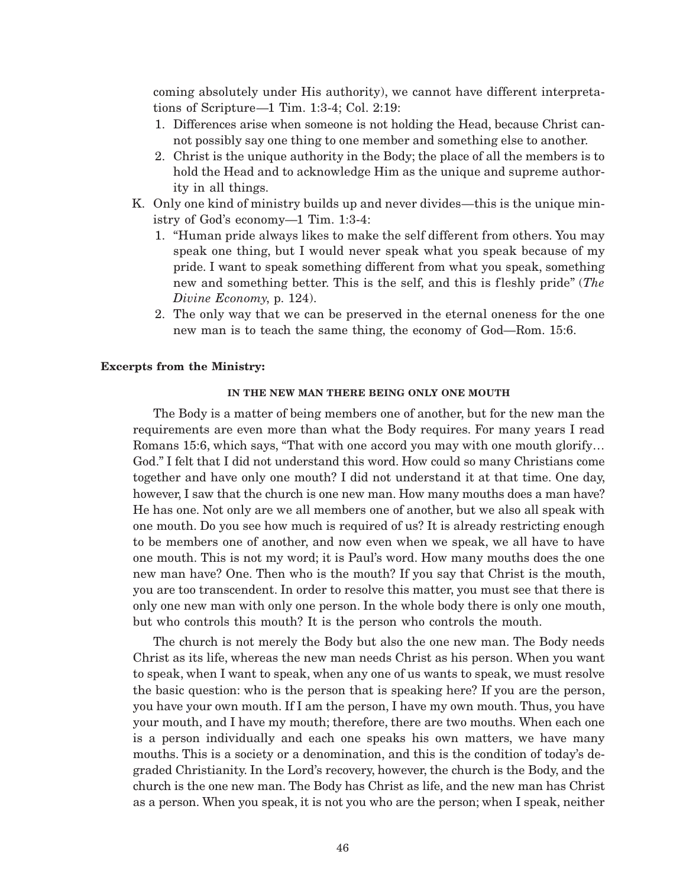coming absolutely under His authority), we cannot have different interpretations of Scripture—1 Tim. 1:3-4; Col. 2:19:

1. Differences arise when someone is not holding the Head, because Christ cannot possibly say one thing to one member and something else to another.
2. Christ is the unique authority in the Body; the place of all the members is to hold the Head and to acknowledge Him as the unique and supreme authority in all things.

K. Only one kind of ministry builds up and never divides—this is the unique ministry of God's economy—1 Tim. 1:3-4:

1. "Human pride always likes to make the self different from others. You may speak one thing, but I would never speak what you speak because of my pride. I want to speak something different from what you speak, something new and something better. This is the self, and this is fleshly pride" (*The Divine Economy*, p. 124).
2. The only way that we can be preserved in the eternal oneness for the one new man is to teach the same thing, the economy of God—Rom. 15:6.

**Excerpts from the Ministry:**

**IN THE NEW MAN THERE BEING ONLY ONE MOUTH**

The Body is a matter of being members one of another, but for the new man the requirements are even more than what the Body requires. For many years I read Romans 15:6, which says, "That with one accord you may with one mouth glorify… God." I felt that I did not understand this word. How could so many Christians come together and have only one mouth? I did not understand it at that time. One day, however, I saw that the church is one new man. How many mouths does a man have? He has one. Not only are we all members one of another, but we also all speak with one mouth. Do you see how much is required of us? It is already restricting enough to be members one of another, and now even when we speak, we all have to have one mouth. This is not my word; it is Paul's word. How many mouths does the one new man have? One. Then who is the mouth? If you say that Christ is the mouth, you are too transcendent. In order to resolve this matter, you must see that there is only one new man with only one person. In the whole body there is only one mouth, but who controls this mouth? It is the person who controls the mouth.

The church is not merely the Body but also the one new man. The Body needs Christ as its life, whereas the new man needs Christ as his person. When you want to speak, when I want to speak, when any one of us wants to speak, we must resolve the basic question: who is the person that is speaking here? If you are the person, you have your own mouth. If I am the person, I have my own mouth. Thus, you have your mouth, and I have my mouth; therefore, there are two mouths. When each one is a person individually and each one speaks his own matters, we have many mouths. This is a society or a denomination, and this is the condition of today's degraded Christianity. In the Lord's recovery, however, the church is the Body, and the church is the one new man. The Body has Christ as life, and the new man has Christ as a person. When you speak, it is not you who are the person; when I speak, neither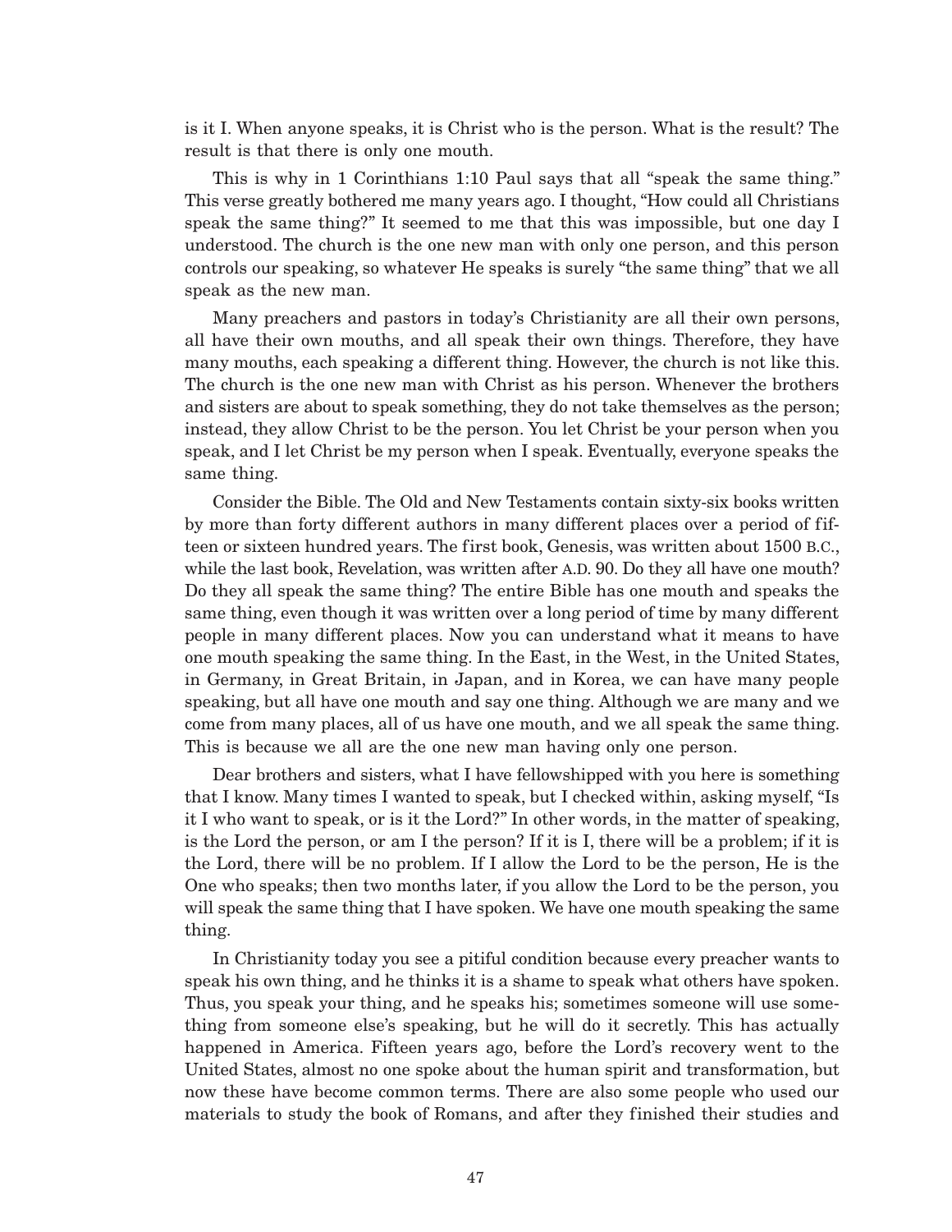is it I. When anyone speaks, it is Christ who is the person. What is the result? The result is that there is only one mouth.

This is why in 1 Corinthians 1:10 Paul says that all "speak the same thing." This verse greatly bothered me many years ago. I thought, "How could all Christians speak the same thing?" It seemed to me that this was impossible, but one day I understood. The church is the one new man with only one person, and this person controls our speaking, so whatever He speaks is surely "the same thing" that we all speak as the new man.

Many preachers and pastors in today's Christianity are all their own persons, all have their own mouths, and all speak their own things. Therefore, they have many mouths, each speaking a different thing. However, the church is not like this. The church is the one new man with Christ as his person. Whenever the brothers and sisters are about to speak something, they do not take themselves as the person; instead, they allow Christ to be the person. You let Christ be your person when you speak, and I let Christ be my person when I speak. Eventually, everyone speaks the same thing.

Consider the Bible. The Old and New Testaments contain sixty-six books written by more than forty different authors in many different places over a period of fifteen or sixteen hundred years. The first book, Genesis, was written about 1500 B.C., while the last book, Revelation, was written after A.D. 90. Do they all have one mouth? Do they all speak the same thing? The entire Bible has one mouth and speaks the same thing, even though it was written over a long period of time by many different people in many different places. Now you can understand what it means to have one mouth speaking the same thing. In the East, in the West, in the United States, in Germany, in Great Britain, in Japan, and in Korea, we can have many people speaking, but all have one mouth and say one thing. Although we are many and we come from many places, all of us have one mouth, and we all speak the same thing. This is because we all are the one new man having only one person.

Dear brothers and sisters, what I have fellowshipped with you here is something that I know. Many times I wanted to speak, but I checked within, asking myself, "Is it I who want to speak, or is it the Lord?" In other words, in the matter of speaking, is the Lord the person, or am I the person? If it is I, there will be a problem; if it is the Lord, there will be no problem. If I allow the Lord to be the person, He is the One who speaks; then two months later, if you allow the Lord to be the person, you will speak the same thing that I have spoken. We have one mouth speaking the same thing.

In Christianity today you see a pitiful condition because every preacher wants to speak his own thing, and he thinks it is a shame to speak what others have spoken. Thus, you speak your thing, and he speaks his; sometimes someone will use something from someone else's speaking, but he will do it secretly. This has actually happened in America. Fifteen years ago, before the Lord's recovery went to the United States, almost no one spoke about the human spirit and transformation, but now these have become common terms. There are also some people who used our materials to study the book of Romans, and after they finished their studies and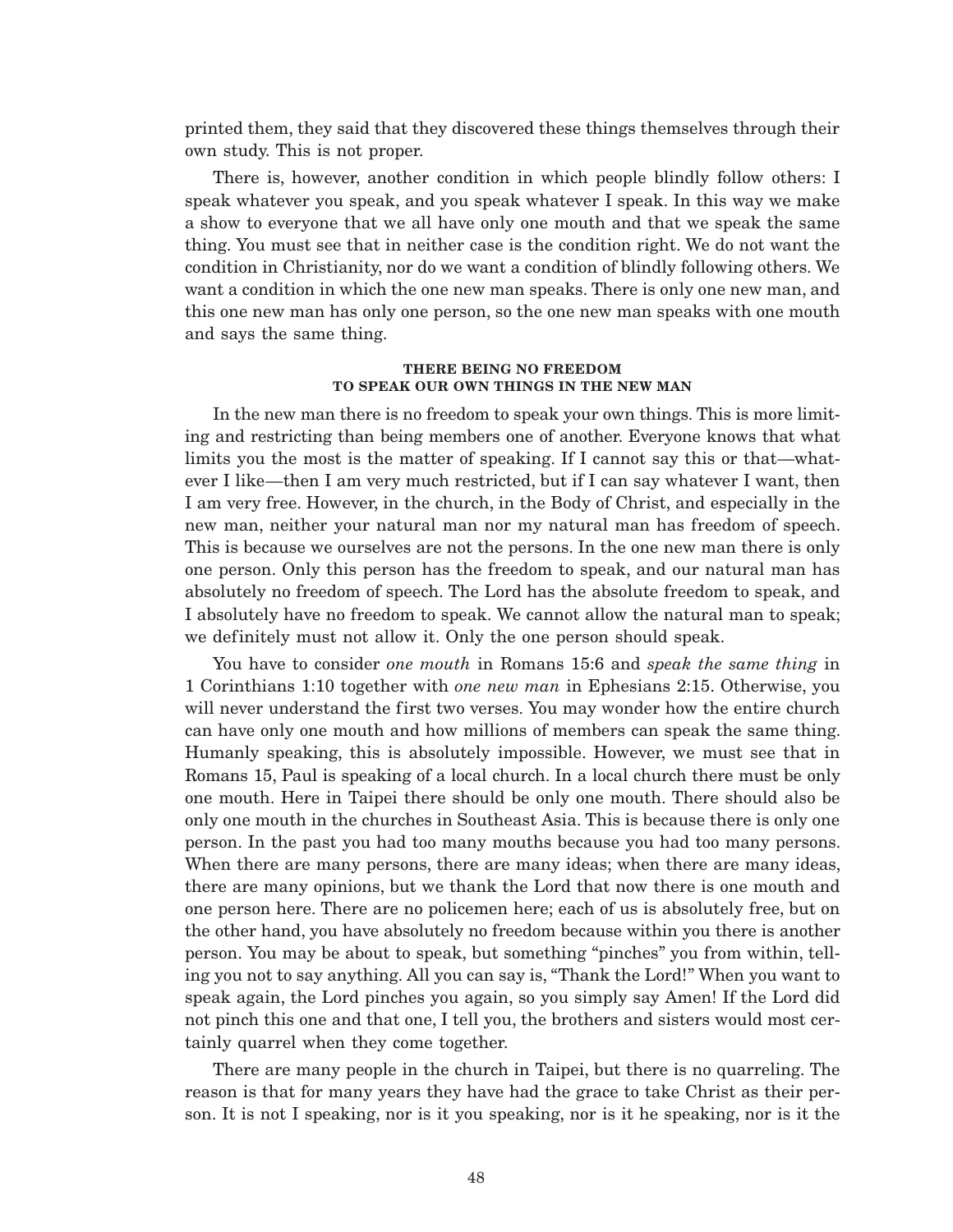printed them, they said that they discovered these things themselves through their own study. This is not proper.

There is, however, another condition in which people blindly follow others: I speak whatever you speak, and you speak whatever I speak. In this way we make a show to everyone that we all have only one mouth and that we speak the same thing. You must see that in neither case is the condition right. We do not want the condition in Christianity, nor do we want a condition of blindly following others. We want a condition in which the one new man speaks. There is only one new man, and this one new man has only one person, so the one new man speaks with one mouth and says the same thing.

#### THERE BEING NO FREEDOM TO SPEAK OUR OWN THINGS IN THE NEW MAN

In the new man there is no freedom to speak your own things. This is more limiting and restricting than being members one of another. Everyone knows that what limits you the most is the matter of speaking. If I cannot say this or that—whatever I like—then I am very much restricted, but if I can say whatever I want, then I am very free. However, in the church, in the Body of Christ, and especially in the new man, neither your natural man nor my natural man has freedom of speech. This is because we ourselves are not the persons. In the one new man there is only one person. Only this person has the freedom to speak, and our natural man has absolutely no freedom of speech. The Lord has the absolute freedom to speak, and I absolutely have no freedom to speak. We cannot allow the natural man to speak; we definitely must not allow it. Only the one person should speak.

You have to consider *one mouth* in Romans 15:6 and *speak the same thing* in 1 Corinthians 1:10 together with *one new man* in Ephesians 2:15. Otherwise, you will never understand the first two verses. You may wonder how the entire church can have only one mouth and how millions of members can speak the same thing. Humanly speaking, this is absolutely impossible. However, we must see that in Romans 15, Paul is speaking of a local church. In a local church there must be only one mouth. Here in Taipei there should be only one mouth. There should also be only one mouth in the churches in Southeast Asia. This is because there is only one person. In the past you had too many mouths because you had too many persons. When there are many persons, there are many ideas; when there are many ideas, there are many opinions, but we thank the Lord that now there is one mouth and one person here. There are no policemen here; each of us is absolutely free, but on the other hand, you have absolutely no freedom because within you there is another person. You may be about to speak, but something "pinches" you from within, telling you not to say anything. All you can say is, "Thank the Lord!" When you want to speak again, the Lord pinches you again, so you simply say Amen! If the Lord did not pinch this one and that one, I tell you, the brothers and sisters would most certainly quarrel when they come together.

There are many people in the church in Taipei, but there is no quarreling. The reason is that for many years they have had the grace to take Christ as their person. It is not I speaking, nor is it you speaking, nor is it he speaking, nor is it the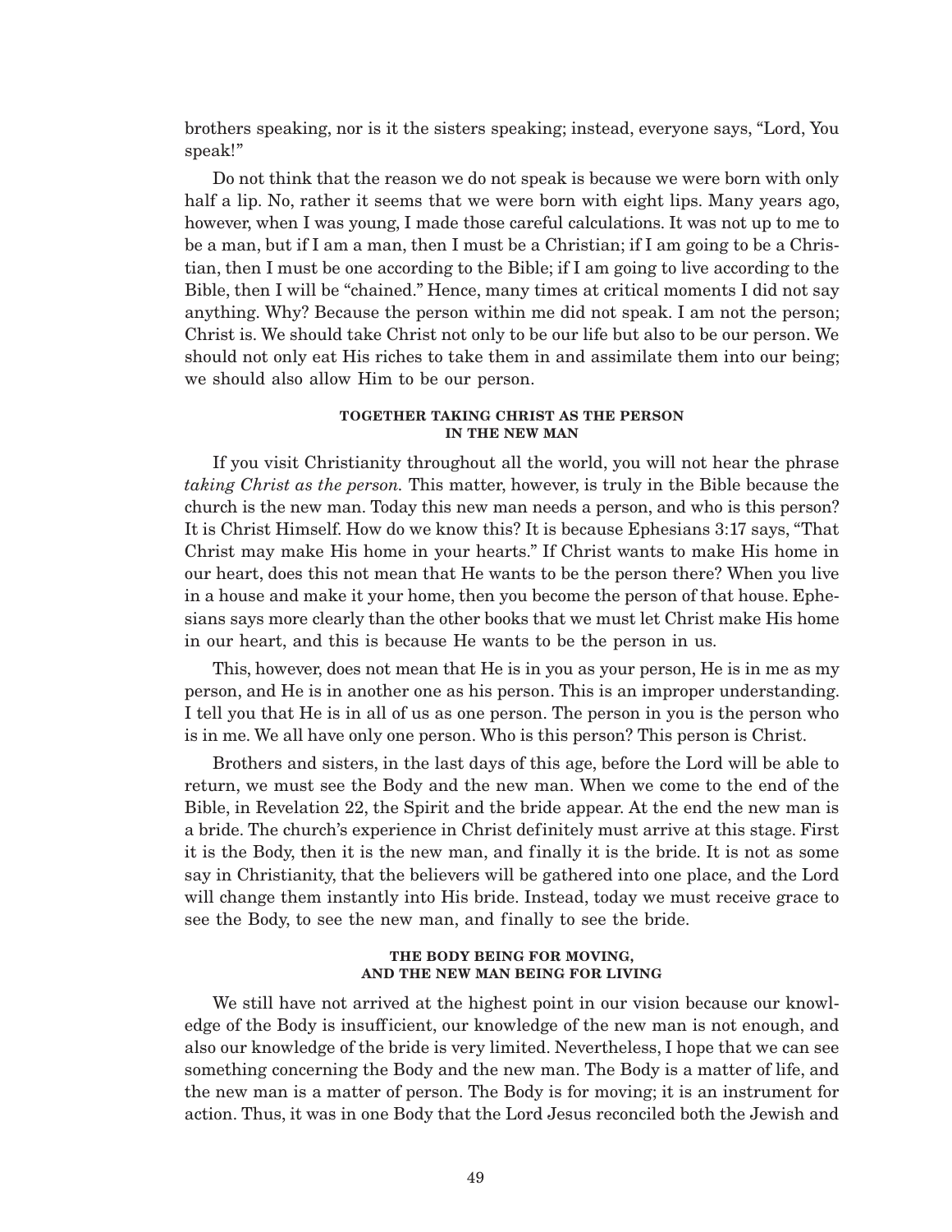brothers speaking, nor is it the sisters speaking; instead, everyone says, "Lord, You speak!"

Do not think that the reason we do not speak is because we were born with only half a lip. No, rather it seems that we were born with eight lips. Many years ago, however, when I was young, I made those careful calculations. It was not up to me to be a man, but if I am a man, then I must be a Christian; if I am going to be a Christian, then I must be one according to the Bible; if I am going to live according to the Bible, then I will be "chained." Hence, many times at critical moments I did not say anything. Why? Because the person within me did not speak. I am not the person; Christ is. We should take Christ not only to be our life but also to be our person. We should not only eat His riches to take them in and assimilate them into our being; we should also allow Him to be our person.

#### TOGETHER TAKING CHRIST AS THE PERSON IN THE NEW MAN

If you visit Christianity throughout all the world, you will not hear the phrase *taking Christ as the person.* This matter, however, is truly in the Bible because the church is the new man. Today this new man needs a person, and who is this person? It is Christ Himself. How do we know this? It is because Ephesians 3:17 says, "That Christ may make His home in your hearts." If Christ wants to make His home in our heart, does this not mean that He wants to be the person there? When you live in a house and make it your home, then you become the person of that house. Ephesians says more clearly than the other books that we must let Christ make His home in our heart, and this is because He wants to be the person in us.

This, however, does not mean that He is in you as your person, He is in me as my person, and He is in another one as his person. This is an improper understanding. I tell you that He is in all of us as one person. The person in you is the person who is in me. We all have only one person. Who is this person? This person is Christ.

Brothers and sisters, in the last days of this age, before the Lord will be able to return, we must see the Body and the new man. When we come to the end of the Bible, in Revelation 22, the Spirit and the bride appear. At the end the new man is a bride. The church's experience in Christ definitely must arrive at this stage. First it is the Body, then it is the new man, and finally it is the bride. It is not as some say in Christianity, that the believers will be gathered into one place, and the Lord will change them instantly into His bride. Instead, today we must receive grace to see the Body, to see the new man, and finally to see the bride.

#### THE BODY BEING FOR MOVING, AND THE NEW MAN BEING FOR LIVING

We still have not arrived at the highest point in our vision because our knowledge of the Body is insufficient, our knowledge of the new man is not enough, and also our knowledge of the bride is very limited. Nevertheless, I hope that we can see something concerning the Body and the new man. The Body is a matter of life, and the new man is a matter of person. The Body is for moving; it is an instrument for action. Thus, it was in one Body that the Lord Jesus reconciled both the Jewish and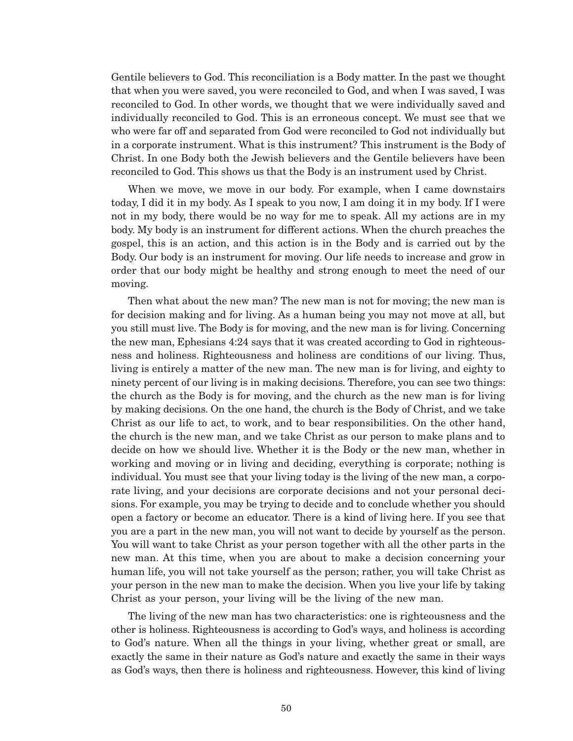Gentile believers to God. This reconciliation is a Body matter. In the past we thought that when you were saved, you were reconciled to God, and when I was saved, I was reconciled to God. In other words, we thought that we were individually saved and individually reconciled to God. This is an erroneous concept. We must see that we who were far off and separated from God were reconciled to God not individually but in a corporate instrument. What is this instrument? This instrument is the Body of Christ. In one Body both the Jewish believers and the Gentile believers have been reconciled to God. This shows us that the Body is an instrument used by Christ.

When we move, we move in our body. For example, when I came downstairs today, I did it in my body. As I speak to you now, I am doing it in my body. If I were not in my body, there would be no way for me to speak. All my actions are in my body. My body is an instrument for different actions. When the church preaches the gospel, this is an action, and this action is in the Body and is carried out by the Body. Our body is an instrument for moving. Our life needs to increase and grow in order that our body might be healthy and strong enough to meet the need of our moving.

Then what about the new man? The new man is not for moving; the new man is for decision making and for living. As a human being you may not move at all, but you still must live. The Body is for moving, and the new man is for living. Concerning the new man, Ephesians 4:24 says that it was created according to God in righteousness and holiness. Righteousness and holiness are conditions of our living. Thus, living is entirely a matter of the new man. The new man is for living, and eighty to ninety percent of our living is in making decisions. Therefore, you can see two things: the church as the Body is for moving, and the church as the new man is for living by making decisions. On the one hand, the church is the Body of Christ, and we take Christ as our life to act, to work, and to bear responsibilities. On the other hand, the church is the new man, and we take Christ as our person to make plans and to decide on how we should live. Whether it is the Body or the new man, whether in working and moving or in living and deciding, everything is corporate; nothing is individual. You must see that your living today is the living of the new man, a corporate living, and your decisions are corporate decisions and not your personal decisions. For example, you may be trying to decide and to conclude whether you should open a factory or become an educator. There is a kind of living here. If you see that you are a part in the new man, you will not want to decide by yourself as the person. You will want to take Christ as your person together with all the other parts in the new man. At this time, when you are about to make a decision concerning your human life, you will not take yourself as the person; rather, you will take Christ as your person in the new man to make the decision. When you live your life by taking Christ as your person, your living will be the living of the new man.

The living of the new man has two characteristics: one is righteousness and the other is holiness. Righteousness is according to God's ways, and holiness is according to God's nature. When all the things in your living, whether great or small, are exactly the same in their nature as God's nature and exactly the same in their ways as God's ways, then there is holiness and righteousness. However, this kind of living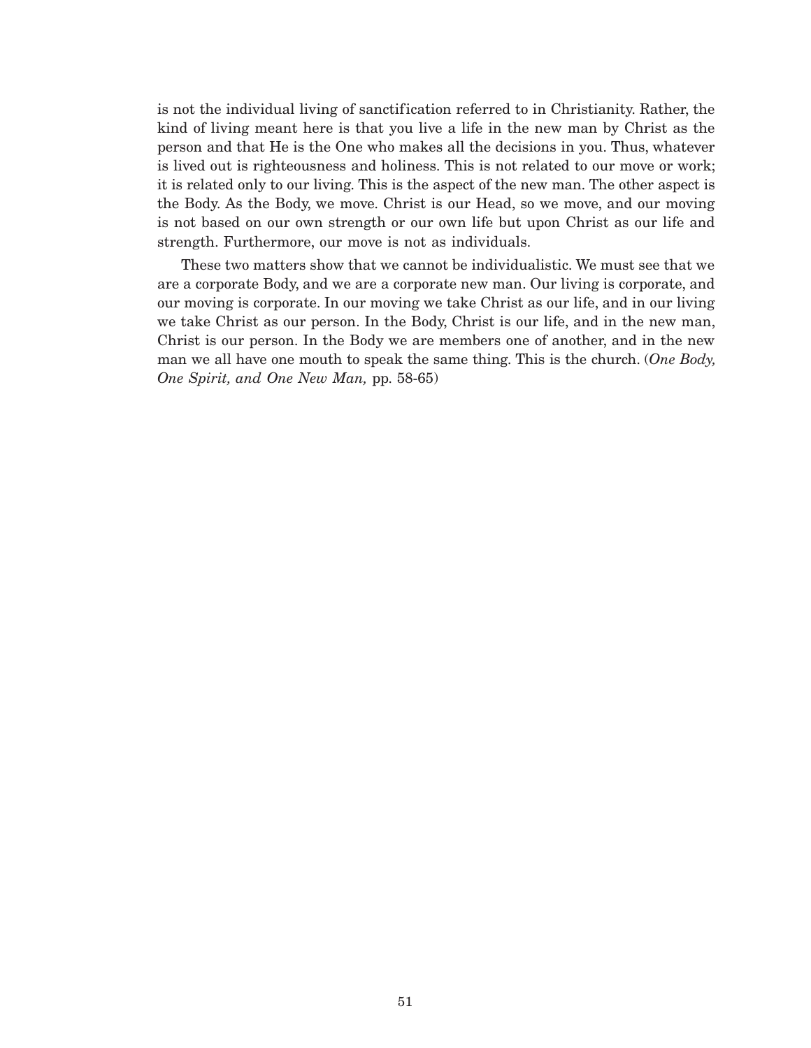is not the individual living of sanctification referred to in Christianity. Rather, the kind of living meant here is that you live a life in the new man by Christ as the person and that He is the One who makes all the decisions in you. Thus, whatever is lived out is righteousness and holiness. This is not related to our move or work; it is related only to our living. This is the aspect of the new man. The other aspect is the Body. As the Body, we move. Christ is our Head, so we move, and our moving is not based on our own strength or our own life but upon Christ as our life and strength. Furthermore, our move is not as individuals.

These two matters show that we cannot be individualistic. We must see that we are a corporate Body, and we are a corporate new man. Our living is corporate, and our moving is corporate. In our moving we take Christ as our life, and in our living we take Christ as our person. In the Body, Christ is our life, and in the new man, Christ is our person. In the Body we are members one of another, and in the new man we all have one mouth to speak the same thing. This is the church. (*One Body, One Spirit, and One New Man,* pp. 58-65)